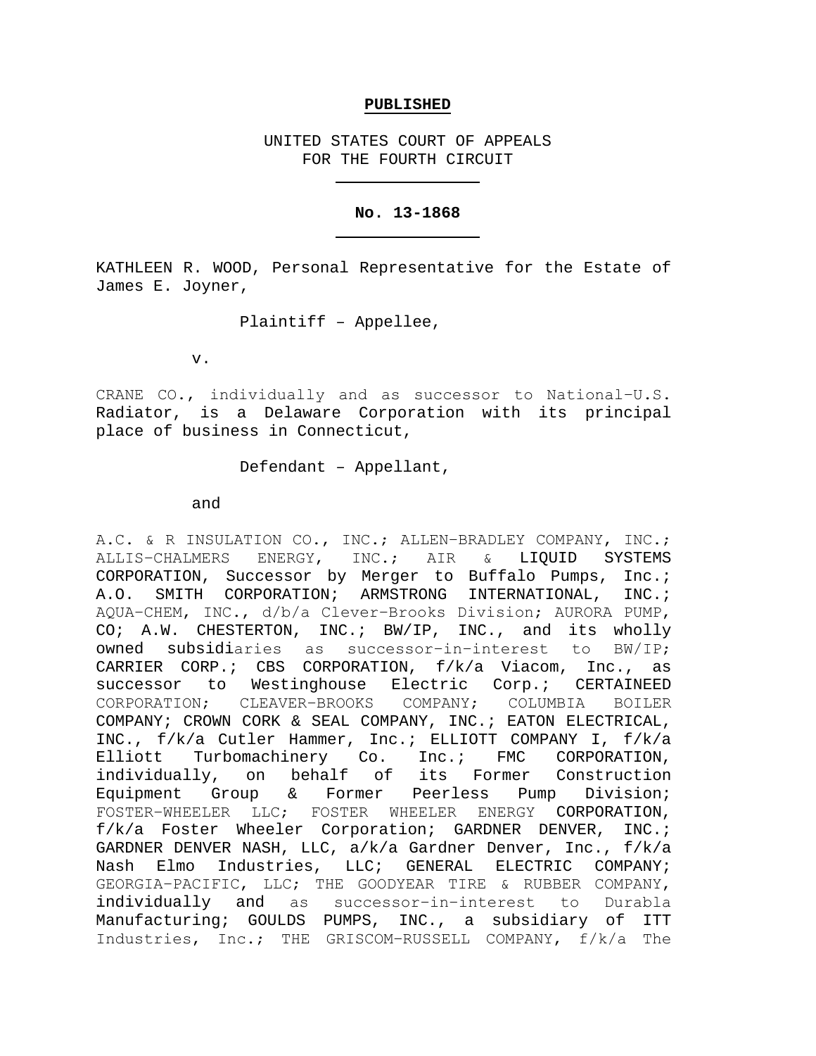**PUBLISHED**

UNITED STATES COURT OF APPEALS
FOR THE FOURTH CIRCUIT

---

**No. 13-1868**

---

KATHLEEN R. WOOD, Personal Representative for the Estate of James E. Joyner,

Plaintiff – Appellee,

v.

CRANE CO., individually and as successor to National-U.S. Radiator, is a Delaware Corporation with its principal place of business in Connecticut,

Defendant – Appellant,

and

A.C. & R INSULATION CO., INC.; ALLEN-BRADLEY COMPANY, INC.; ALLIS-CHALMERS ENERGY, INC.; AIR & LIQUID SYSTEMS CORPORATION, Successor by Merger to Buffalo Pumps, Inc.; A.O. SMITH CORPORATION; ARMSTRONG INTERNATIONAL, INC.; AQUA-CHEM, INC., d/b/a Clever-Brooks Division; AURORA PUMP, CO; A.W. CHESTERTON, INC.; BW/IP, INC., and its wholly owned subsidiaries as successor-in-interest to BW/IP; CARRIER CORP.; CBS CORPORATION, f/k/a Viacom, Inc., as successor to Westinghouse Electric Corp.; CERTAINEED CORPORATION; CLEAVER-BROOKS COMPANY; COLUMBIA BOILER COMPANY; CROWN CORK & SEAL COMPANY, INC.; EATON ELECTRICAL, INC., f/k/a Cutler Hammer, Inc.; ELLIOTT COMPANY I, f/k/a Elliott Turbomachinery Co. Inc.; FMC CORPORATION, individually, on behalf of its Former Construction Equipment Group & Former Peerless Pump Division; FOSTER-WHEELER LLC; FOSTER WHEELER ENERGY CORPORATION, f/k/a Foster Wheeler Corporation; GARDNER DENVER, INC.; GARDNER DENVER NASH, LLC, a/k/a Gardner Denver, Inc., f/k/a Nash Elmo Industries, LLC; GENERAL ELECTRIC COMPANY; GEORGIA-PACIFIC, LLC; THE GOODYEAR TIRE & RUBBER COMPANY, individually and as successor-in-interest to Durabla Manufacturing; GOULDS PUMPS, INC., a subsidiary of ITT Industries, Inc.; THE GRISCOM-RUSSELL COMPANY, f/k/a The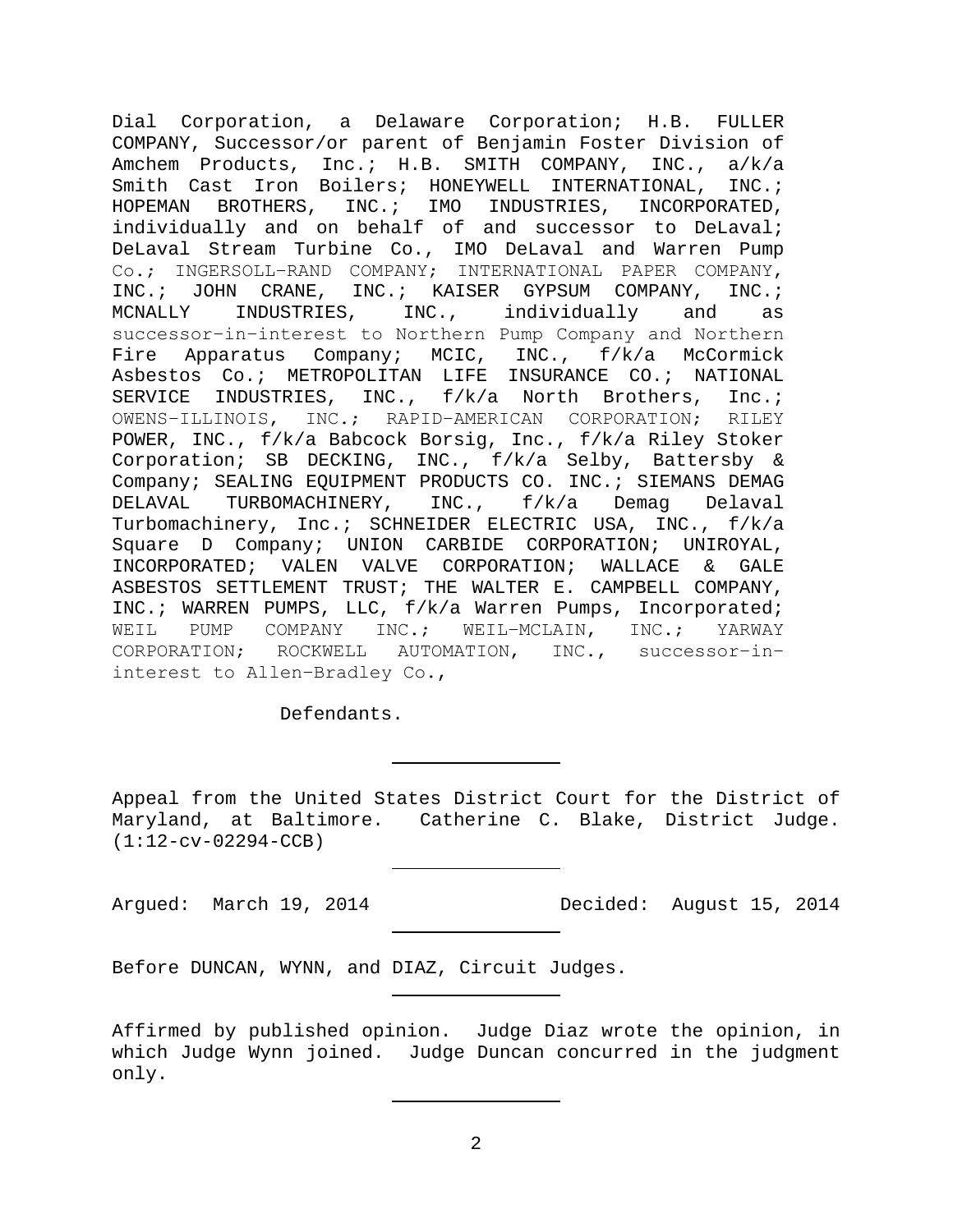Dial Corporation, a Delaware Corporation; H.B. FULLER COMPANY, Successor/or parent of Benjamin Foster Division of Amchem Products, Inc.; H.B. SMITH COMPANY, INC., a/k/a Smith Cast Iron Boilers; HONEYWELL INTERNATIONAL, INC.; HOPEMAN BROTHERS, INC.; IMO INDUSTRIES, INCORPORATED, individually and on behalf of and successor to DeLaval; DeLaval Stream Turbine Co., IMO DeLaval and Warren Pump Co.; INGERSOLL-RAND COMPANY; INTERNATIONAL PAPER COMPANY, INC.; JOHN CRANE, INC.; KAISER GYPSUM COMPANY, INC.; MCNALLY INDUSTRIES, INC., individually and as successor-in-interest to Northern Pump Company and Northern Fire Apparatus Company; MCIC, INC., f/k/a McCormick Asbestos Co.; METROPOLITAN LIFE INSURANCE CO.; NATIONAL SERVICE INDUSTRIES, INC., f/k/a North Brothers, Inc.; OWENS-ILLINOIS, INC.; RAPID-AMERICAN CORPORATION; RILEY POWER, INC., f/k/a Babcock Borsig, Inc., f/k/a Riley Stoker Corporation; SB DECKING, INC., f/k/a Selby, Battersby & Company; SEALING EQUIPMENT PRODUCTS CO. INC.; SIEMANS DEMAG DELAVAL TURBOMACHINERY, INC., f/k/a Demag Delaval Turbomachinery, Inc.; SCHNEIDER ELECTRIC USA, INC., f/k/a Square D Company; UNION CARBIDE CORPORATION; UNIROYAL, INCORPORATED; VALEN VALVE CORPORATION; WALLACE & GALE ASBESTOS SETTLEMENT TRUST; THE WALTER E. CAMPBELL COMPANY, INC.; WARREN PUMPS, LLC, f/k/a Warren Pumps, Incorporated; WEIL PUMP COMPANY INC.; WEIL-MCLAIN, INC.; YARWAY CORPORATION; ROCKWELL AUTOMATION, INC., successor-in-interest to Allen-Bradley Co.,

Defendants.

---

Appeal from the United States District Court for the District of Maryland, at Baltimore. Catherine C. Blake, District Judge. (1:12-cv-02294-CCB)

---

Argued: March 19, 2014 Decided: August 15, 2014

---

Before DUNCAN, WYNN, and DIAZ, Circuit Judges.

---

Affirmed by published opinion. Judge Diaz wrote the opinion, in which Judge Wynn joined. Judge Duncan concurred in the judgment only.

---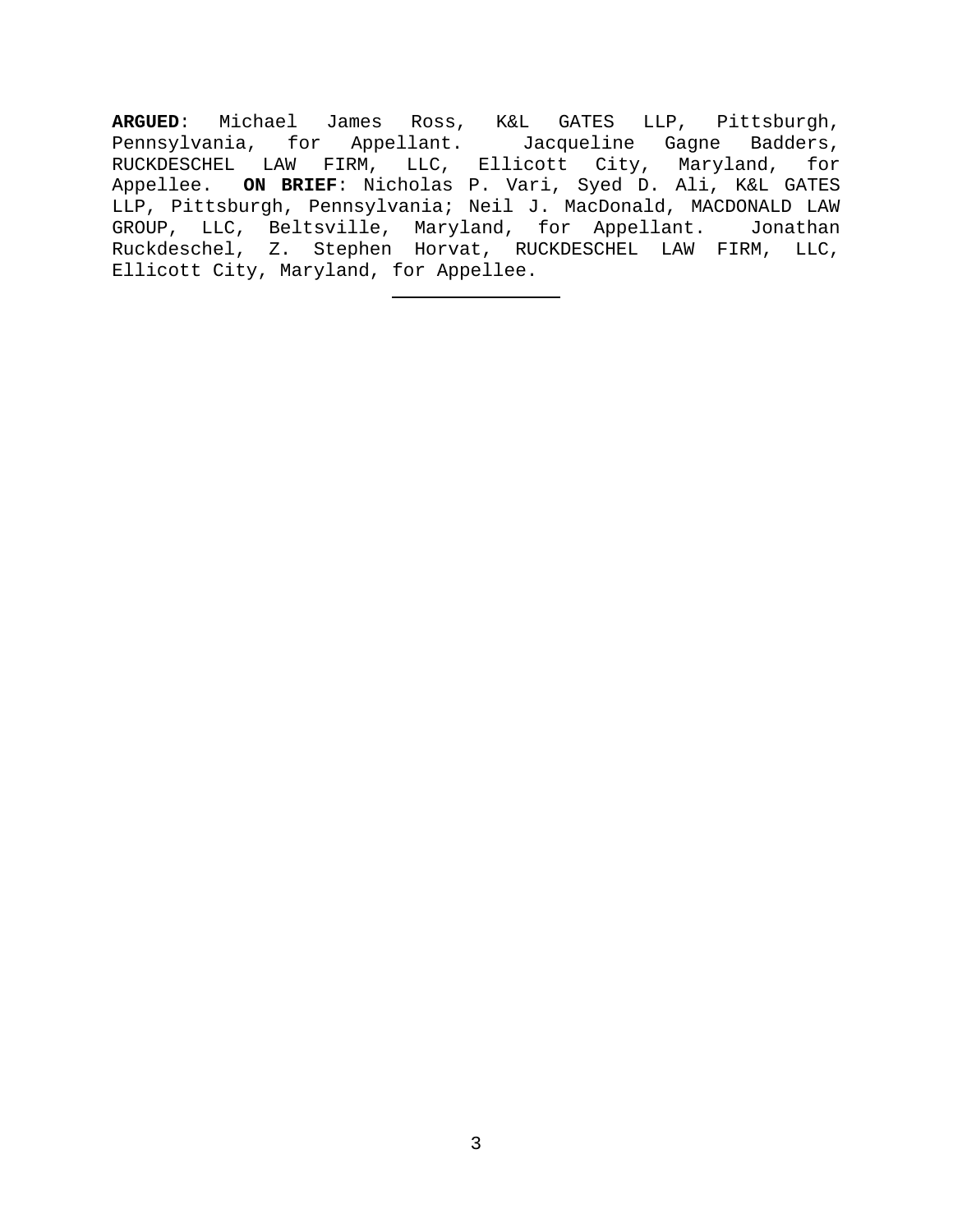**ARGUED**: Michael James Ross, K&L GATES LLP, Pittsburgh, Pennsylvania, for Appellant. Jacqueline Gagne Badders, RUCKDESCHEL LAW FIRM, LLC, Ellicott City, Maryland, for Appellee. **ON BRIEF**: Nicholas P. Vari, Syed D. Ali, K&L GATES LLP, Pittsburgh, Pennsylvania; Neil J. MacDonald, MACDONALD LAW GROUP, LLC, Beltsville, Maryland, for Appellant. Jonathan Ruckdeschel, Z. Stephen Horvat, RUCKDESCHEL LAW FIRM, LLC, Ellicott City, Maryland, for Appellee.

---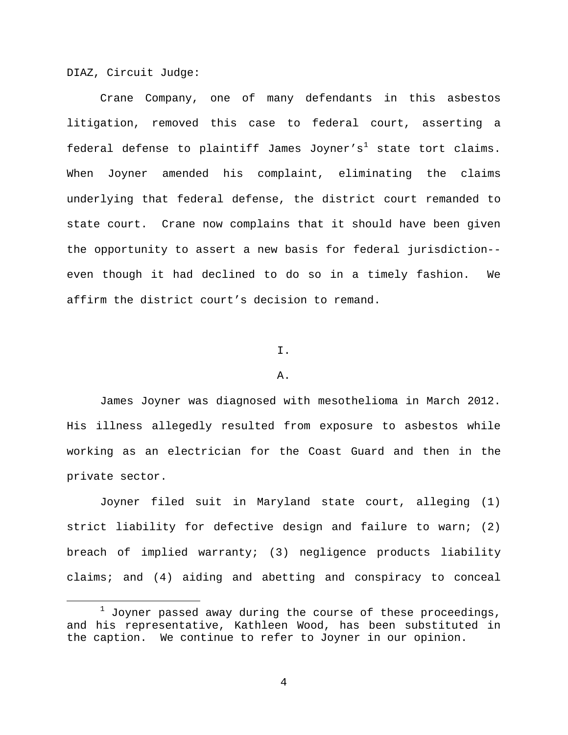DIAZ, Circuit Judge:

Crane Company, one of many defendants in this asbestos litigation, removed this case to federal court, asserting a federal defense to plaintiff James Joyner's[1] state tort claims. When Joyner amended his complaint, eliminating the claims underlying that federal defense, the district court remanded to state court. Crane now complains that it should have been given the opportunity to assert a new basis for federal jurisdiction--even though it had declined to do so in a timely fashion. We affirm the district court's decision to remand.

# I.

## A.

James Joyner was diagnosed with mesothelioma in March 2012. His illness allegedly resulted from exposure to asbestos while working as an electrician for the Coast Guard and then in the private sector.

Joyner filed suit in Maryland state court, alleging (1) strict liability for defective design and failure to warn; (2) breach of implied warranty; (3) negligence products liability claims; and (4) aiding and abetting and conspiracy to conceal

[1] Joyner passed away during the course of these proceedings, and his representative, Kathleen Wood, has been substituted in the caption. We continue to refer to Joyner in our opinion.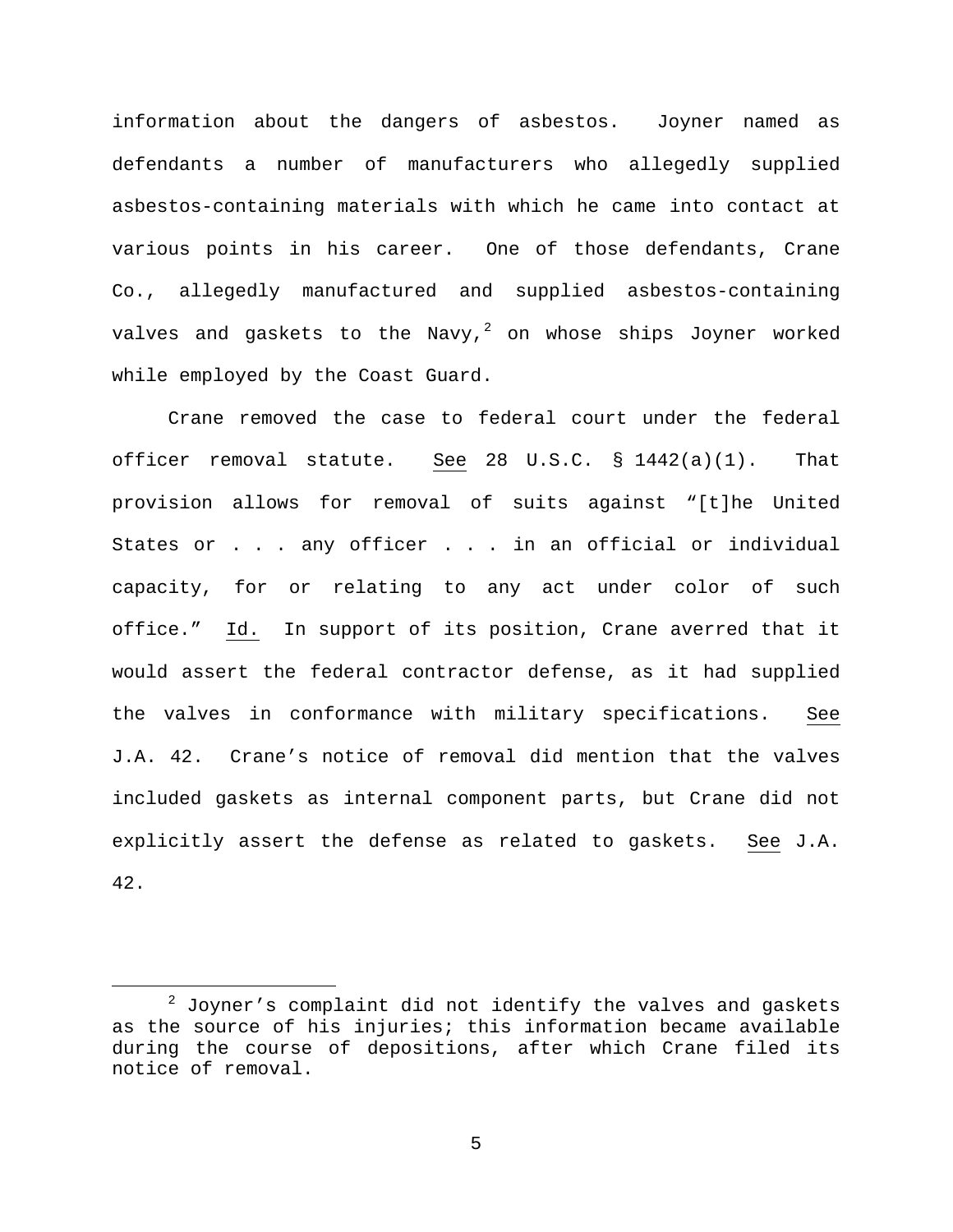information about the dangers of asbestos. Joyner named as defendants a number of manufacturers who allegedly supplied asbestos-containing materials with which he came into contact at various points in his career. One of those defendants, Crane Co., allegedly manufactured and supplied asbestos-containing valves and gaskets to the Navy,[2] on whose ships Joyner worked while employed by the Coast Guard.

Crane removed the case to federal court under the federal officer removal statute. See 28 U.S.C. § 1442(a)(1). That provision allows for removal of suits against "[t]he United States or . . . any officer . . . in an official or individual capacity, for or relating to any act under color of such office." Id. In support of its position, Crane averred that it would assert the federal contractor defense, as it had supplied the valves in conformance with military specifications. See J.A. 42. Crane's notice of removal did mention that the valves included gaskets as internal component parts, but Crane did not explicitly assert the defense as related to gaskets. See J.A. 42.

---

[2] Joyner's complaint did not identify the valves and gaskets as the source of his injuries; this information became available during the course of depositions, after which Crane filed its notice of removal.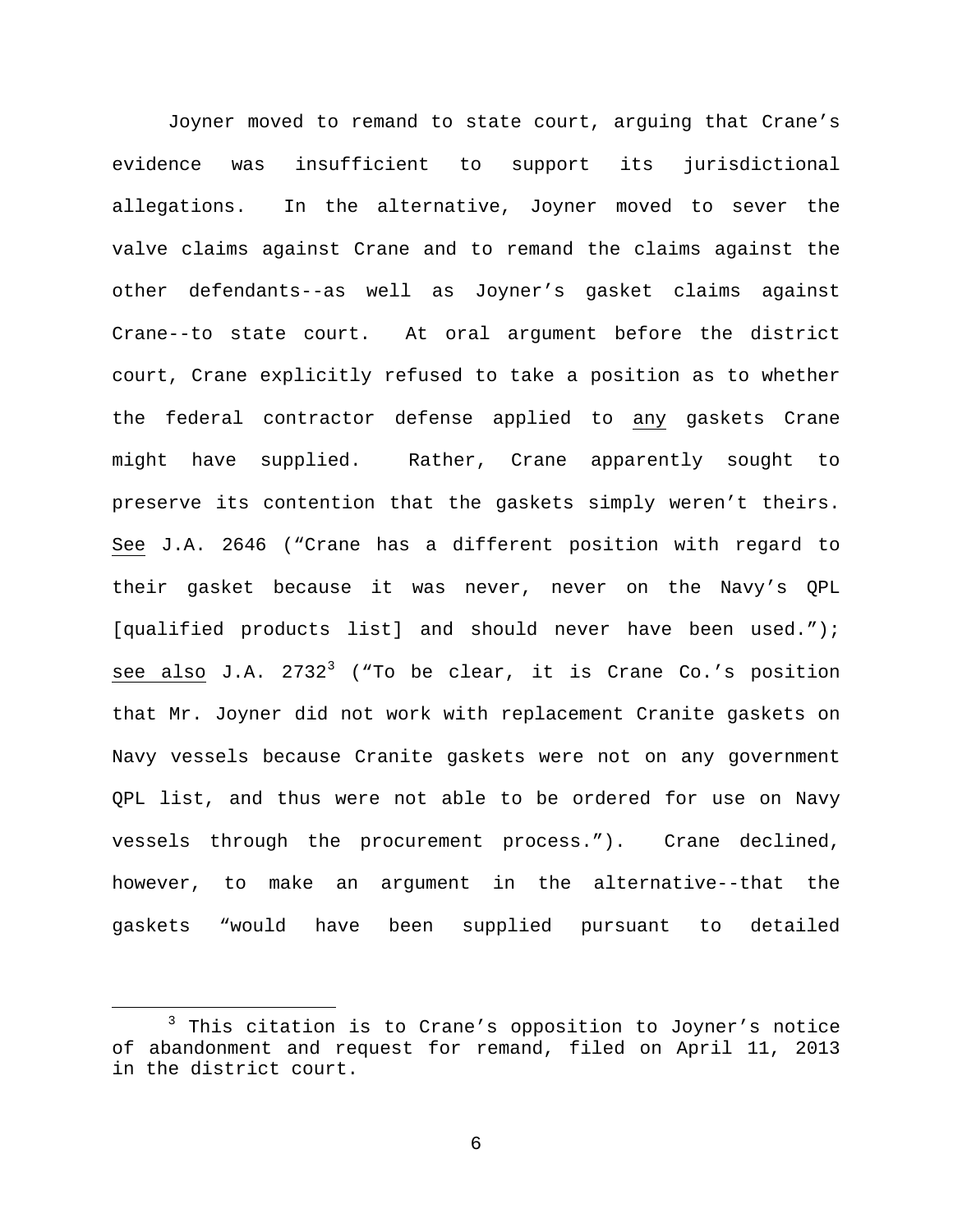Joyner moved to remand to state court, arguing that Crane's evidence was insufficient to support its jurisdictional allegations. In the alternative, Joyner moved to sever the valve claims against Crane and to remand the claims against the other defendants--as well as Joyner's gasket claims against Crane--to state court. At oral argument before the district court, Crane explicitly refused to take a position as to whether the federal contractor defense applied to <u>any</u> gaskets Crane might have supplied. Rather, Crane apparently sought to preserve its contention that the gaskets simply weren't theirs. <u>See</u> J.A. 2646 ("Crane has a different position with regard to their gasket because it was never, never on the Navy's QPL [qualified products list] and should never have been used."); <u>see also</u> J.A. 2732[3] ("To be clear, it is Crane Co.'s position that Mr. Joyner did not work with replacement Cranite gaskets on Navy vessels because Cranite gaskets were not on any government QPL list, and thus were not able to be ordered for use on Navy vessels through the procurement process."). Crane declined, however, to make an argument in the alternative--that the gaskets "would have been supplied pursuant to detailed

[3] This citation is to Crane's opposition to Joyner's notice of abandonment and request for remand, filed on April 11, 2013 in the district court.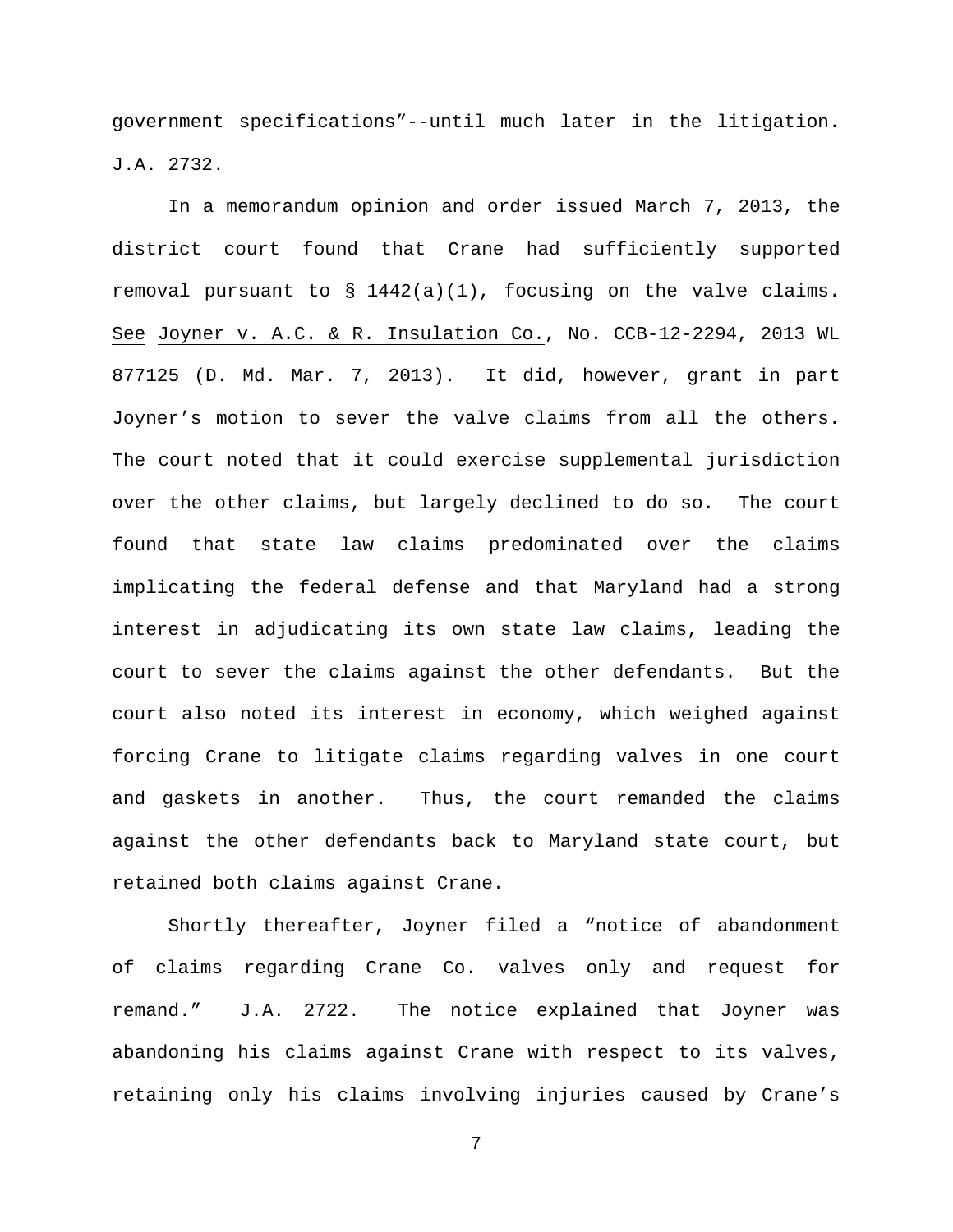government specifications”--until much later in the litigation. J.A. 2732.

In a memorandum opinion and order issued March 7, 2013, the district court found that Crane had sufficiently supported removal pursuant to § 1442(a)(1), focusing on the valve claims. See Joyner v. A.C. & R. Insulation Co., No. CCB-12-2294, 2013 WL 877125 (D. Md. Mar. 7, 2013). It did, however, grant in part Joyner’s motion to sever the valve claims from all the others. The court noted that it could exercise supplemental jurisdiction over the other claims, but largely declined to do so. The court found that state law claims predominated over the claims implicating the federal defense and that Maryland had a strong interest in adjudicating its own state law claims, leading the court to sever the claims against the other defendants. But the court also noted its interest in economy, which weighed against forcing Crane to litigate claims regarding valves in one court and gaskets in another. Thus, the court remanded the claims against the other defendants back to Maryland state court, but retained both claims against Crane.

Shortly thereafter, Joyner filed a “notice of abandonment of claims regarding Crane Co. valves only and request for remand.” J.A. 2722. The notice explained that Joyner was abandoning his claims against Crane with respect to its valves, retaining only his claims involving injuries caused by Crane’s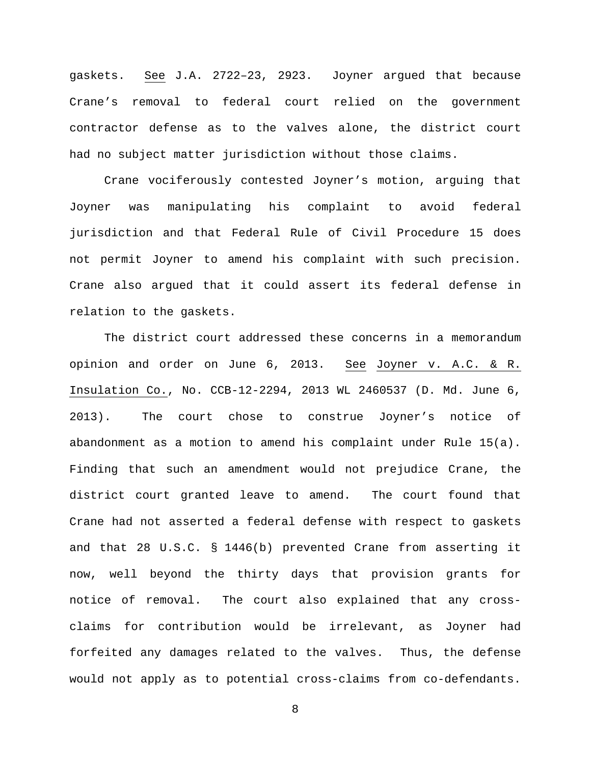gaskets. See J.A. 2722–23, 2923. Joyner argued that because Crane's removal to federal court relied on the government contractor defense as to the valves alone, the district court had no subject matter jurisdiction without those claims.

Crane vociferously contested Joyner's motion, arguing that Joyner was manipulating his complaint to avoid federal jurisdiction and that Federal Rule of Civil Procedure 15 does not permit Joyner to amend his complaint with such precision. Crane also argued that it could assert its federal defense in relation to the gaskets.

The district court addressed these concerns in a memorandum opinion and order on June 6, 2013. See Joyner v. A.C. & R. Insulation Co., No. CCB-12-2294, 2013 WL 2460537 (D. Md. June 6, 2013). The court chose to construe Joyner's notice of abandonment as a motion to amend his complaint under Rule 15(a). Finding that such an amendment would not prejudice Crane, the district court granted leave to amend. The court found that Crane had not asserted a federal defense with respect to gaskets and that 28 U.S.C. § 1446(b) prevented Crane from asserting it now, well beyond the thirty days that provision grants for notice of removal. The court also explained that any cross-claims for contribution would be irrelevant, as Joyner had forfeited any damages related to the valves. Thus, the defense would not apply as to potential cross-claims from co-defendants.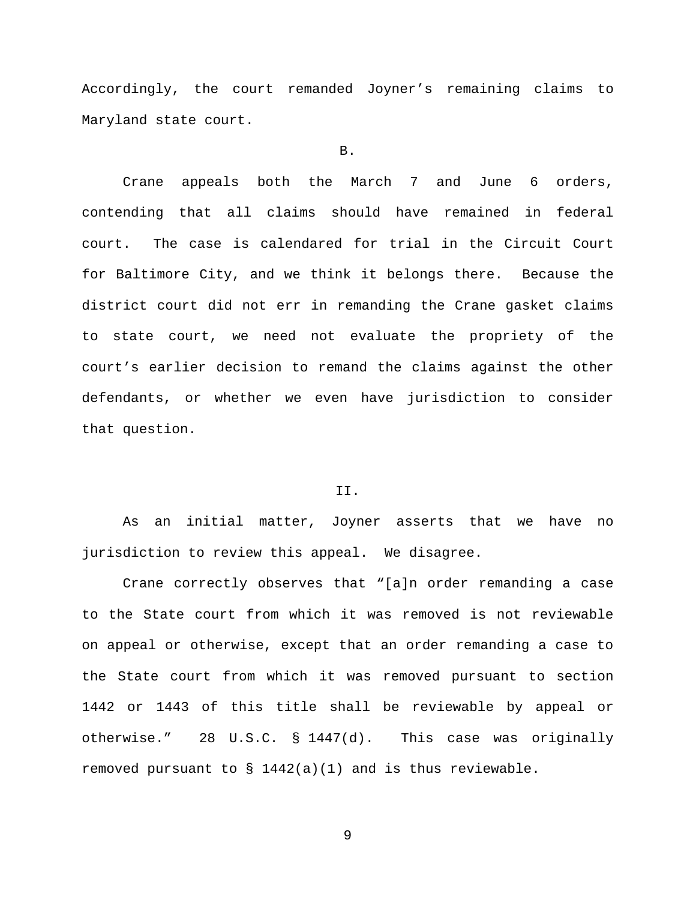Accordingly, the court remanded Joyner's remaining claims to Maryland state court.

B.

Crane appeals both the March 7 and June 6 orders, contending that all claims should have remained in federal court. The case is calendared for trial in the Circuit Court for Baltimore City, and we think it belongs there. Because the district court did not err in remanding the Crane gasket claims to state court, we need not evaluate the propriety of the court's earlier decision to remand the claims against the other defendants, or whether we even have jurisdiction to consider that question.

II.

As an initial matter, Joyner asserts that we have no jurisdiction to review this appeal. We disagree.

Crane correctly observes that "[a]n order remanding a case to the State court from which it was removed is not reviewable on appeal or otherwise, except that an order remanding a case to the State court from which it was removed pursuant to section 1442 or 1443 of this title shall be reviewable by appeal or otherwise." 28 U.S.C. § 1447(d). This case was originally removed pursuant to § 1442(a)(1) and is thus reviewable.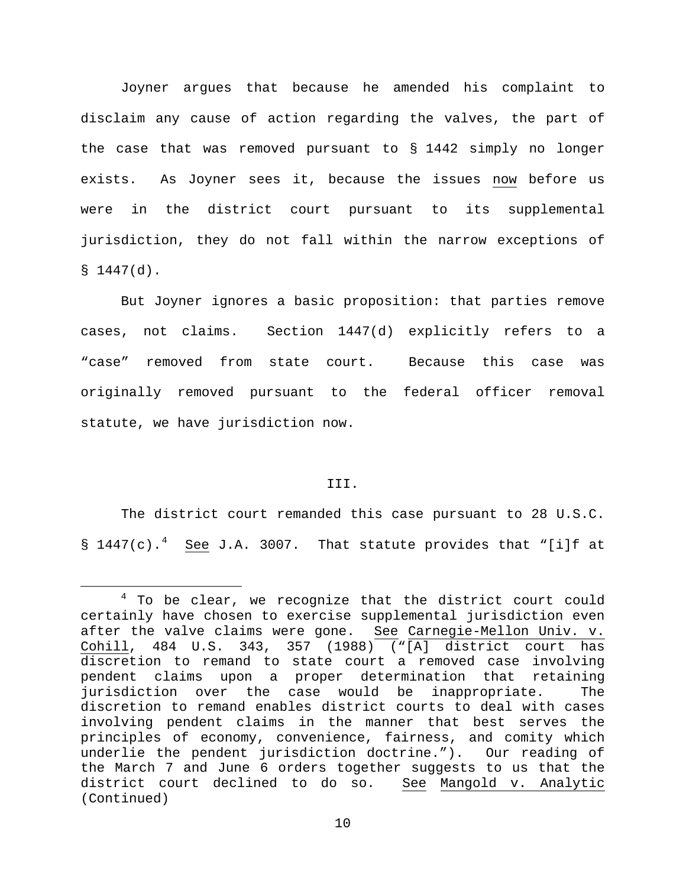Joyner argues that because he amended his complaint to disclaim any cause of action regarding the valves, the part of the case that was removed pursuant to § 1442 simply no longer exists. As Joyner sees it, because the issues now before us were in the district court pursuant to its supplemental jurisdiction, they do not fall within the narrow exceptions of § 1447(d).

But Joyner ignores a basic proposition: that parties remove cases, not claims. Section 1447(d) explicitly refers to a "case" removed from state court. Because this case was originally removed pursuant to the federal officer removal statute, we have jurisdiction now.

## III.

The district court remanded this case pursuant to 28 U.S.C. § 1447(c).[4] See J.A. 3007. That statute provides that "[i]f at

---

[4] To be clear, we recognize that the district court could certainly have chosen to exercise supplemental jurisdiction even after the valve claims were gone. See Carnegie-Mellon Univ. v. Cohill, 484 U.S. 343, 357 (1988) ("[A] district court has discretion to remand to state court a removed case involving pendent claims upon a proper determination that retaining jurisdiction over the case would be inappropriate. The discretion to remand enables district courts to deal with cases involving pendent claims in the manner that best serves the principles of economy, convenience, fairness, and comity which underlie the pendent jurisdiction doctrine."). Our reading of the March 7 and June 6 orders together suggests to us that the district court declined to do so. See Mangold v. Analytic (Continued)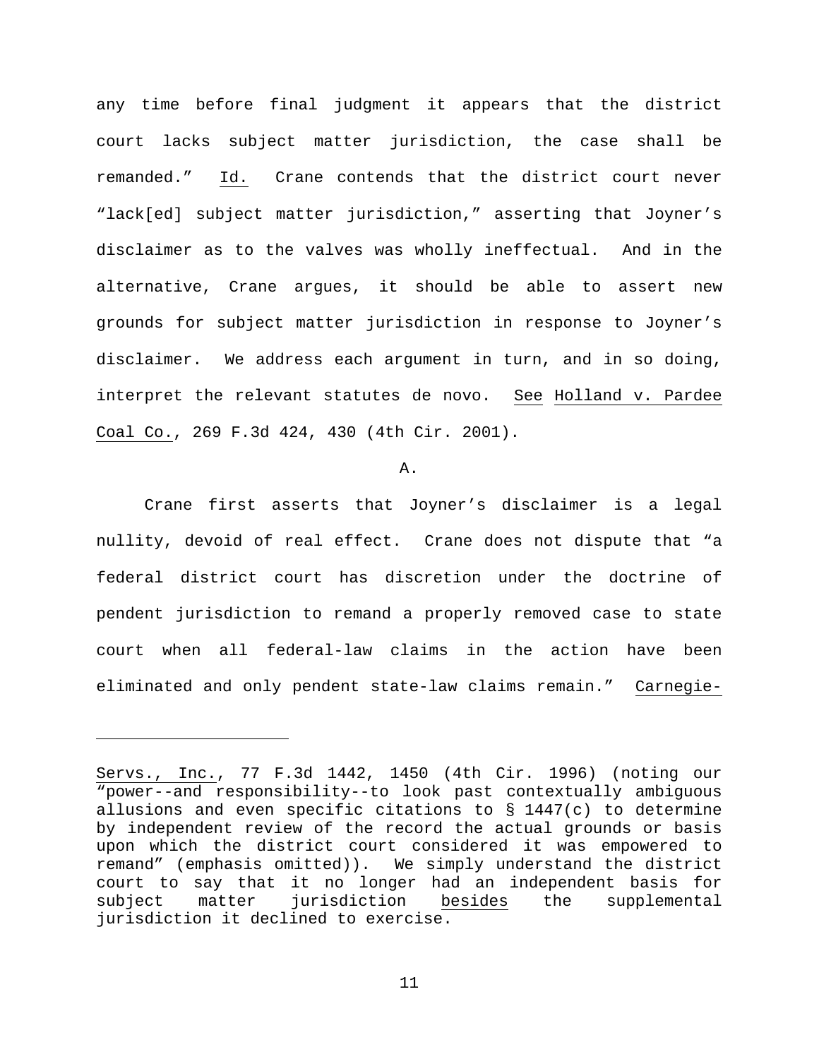any time before final judgment it appears that the district court lacks subject matter jurisdiction, the case shall be remanded." Id. Crane contends that the district court never "lack[ed] subject matter jurisdiction," asserting that Joyner's disclaimer as to the valves was wholly ineffectual. And in the alternative, Crane argues, it should be able to assert new grounds for subject matter jurisdiction in response to Joyner's disclaimer. We address each argument in turn, and in so doing, interpret the relevant statutes de novo. See Holland v. Pardee Coal Co., 269 F.3d 424, 430 (4th Cir. 2001).

A.

Crane first asserts that Joyner's disclaimer is a legal nullity, devoid of real effect. Crane does not dispute that "a federal district court has discretion under the doctrine of pendent jurisdiction to remand a properly removed case to state court when all federal-law claims in the action have been eliminated and only pendent state-law claims remain." Carnegie-

---

Servs., Inc., 77 F.3d 1442, 1450 (4th Cir. 1996) (noting our "power--and responsibility--to look past contextually ambiguous allusions and even specific citations to § 1447(c) to determine by independent review of the record the actual grounds or basis upon which the district court considered it was empowered to remand" (emphasis omitted)). We simply understand the district court to say that it no longer had an independent basis for subject matter jurisdiction besides the supplemental jurisdiction it declined to exercise.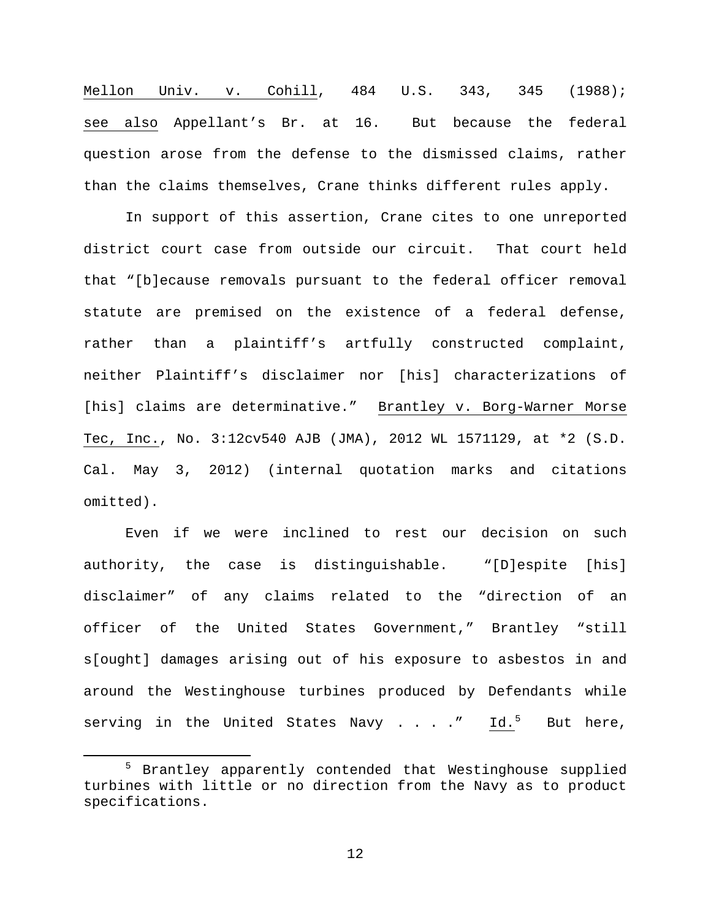Mellon Univ. v. Cohill, 484 U.S. 343, 345 (1988); see also Appellant's Br. at 16. But because the federal question arose from the defense to the dismissed claims, rather than the claims themselves, Crane thinks different rules apply.

In support of this assertion, Crane cites to one unreported district court case from outside our circuit. That court held that "[b]ecause removals pursuant to the federal officer removal statute are premised on the existence of a federal defense, rather than a plaintiff's artfully constructed complaint, neither Plaintiff's disclaimer nor [his] characterizations of [his] claims are determinative." Brantley v. Borg-Warner Morse Tec, Inc., No. 3:12cv540 AJB (JMA), 2012 WL 1571129, at *2 (S.D. Cal. May 3, 2012) (internal quotation marks and citations omitted).

Even if we were inclined to rest our decision on such authority, the case is distinguishable. "[D]espite [his] disclaimer" of any claims related to the "direction of an officer of the United States Government," Brantley "still s[ought] damages arising out of his exposure to asbestos in and around the Westinghouse turbines produced by Defendants while serving in the United States Navy . . . ." Id.[5] But here,

[5] Brantley apparently contended that Westinghouse supplied turbines with little or no direction from the Navy as to product specifications.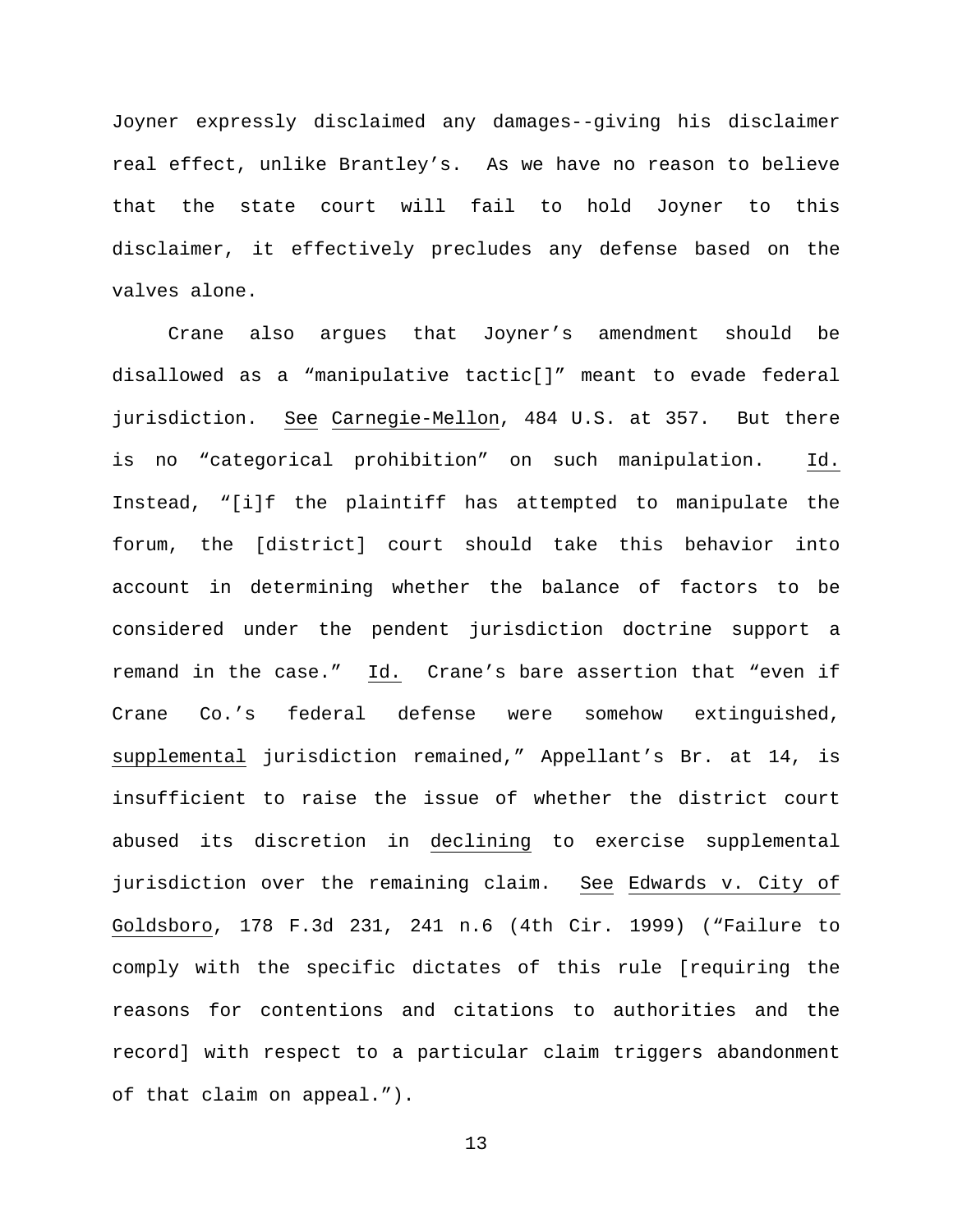Joyner expressly disclaimed any damages--giving his disclaimer real effect, unlike Brantley's. As we have no reason to believe that the state court will fail to hold Joyner to this disclaimer, it effectively precludes any defense based on the valves alone.

Crane also argues that Joyner's amendment should be disallowed as a "manipulative tactic[]" meant to evade federal jurisdiction. See Carnegie-Mellon, 484 U.S. at 357. But there is no "categorical prohibition" on such manipulation. Id. Instead, "[i]f the plaintiff has attempted to manipulate the forum, the [district] court should take this behavior into account in determining whether the balance of factors to be considered under the pendent jurisdiction doctrine support a remand in the case." Id. Crane's bare assertion that "even if Crane Co.'s federal defense were somehow extinguished, supplemental jurisdiction remained," Appellant's Br. at 14, is insufficient to raise the issue of whether the district court abused its discretion in declining to exercise supplemental jurisdiction over the remaining claim. See Edwards v. City of Goldsboro, 178 F.3d 231, 241 n.6 (4th Cir. 1999) ("Failure to comply with the specific dictates of this rule [requiring the reasons for contentions and citations to authorities and the record] with respect to a particular claim triggers abandonment of that claim on appeal.").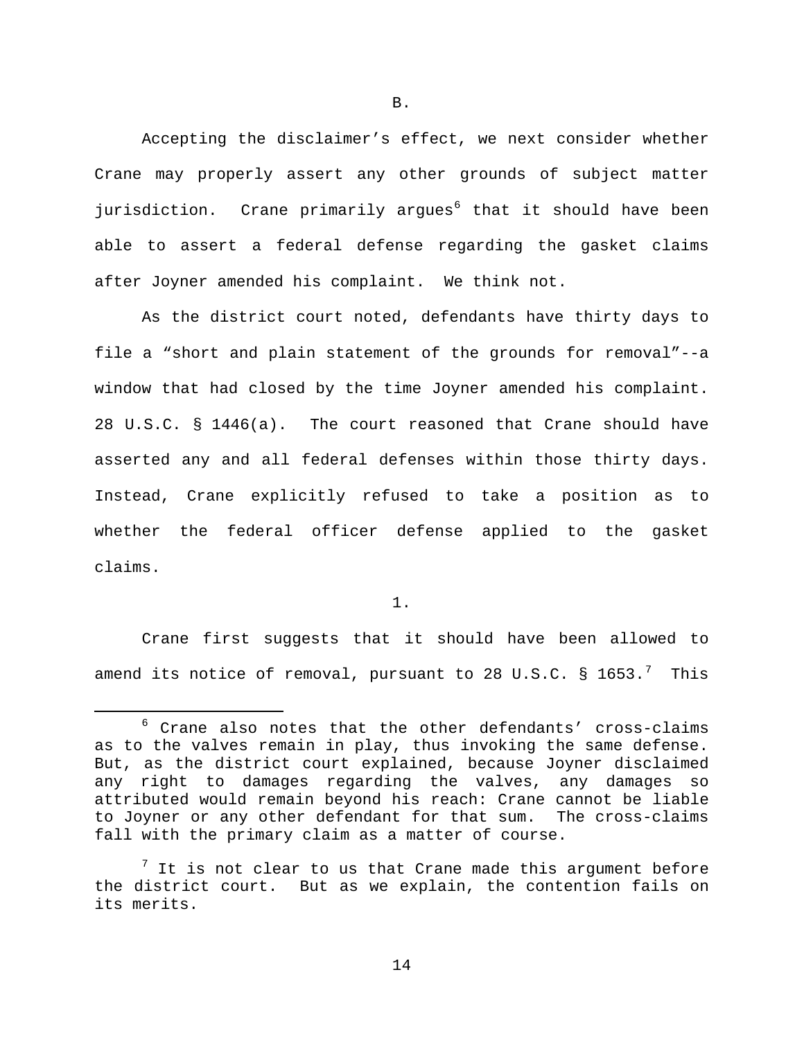B.

Accepting the disclaimer's effect, we next consider whether Crane may properly assert any other grounds of subject matter jurisdiction. Crane primarily argues[6] that it should have been able to assert a federal defense regarding the gasket claims after Joyner amended his complaint. We think not.

As the district court noted, defendants have thirty days to file a "short and plain statement of the grounds for removal"--a window that had closed by the time Joyner amended his complaint. 28 U.S.C. § 1446(a). The court reasoned that Crane should have asserted any and all federal defenses within those thirty days. Instead, Crane explicitly refused to take a position as to whether the federal officer defense applied to the gasket claims.

1.

Crane first suggests that it should have been allowed to amend its notice of removal, pursuant to 28 U.S.C. § 1653.[7] This

---

[6] Crane also notes that the other defendants' cross-claims as to the valves remain in play, thus invoking the same defense. But, as the district court explained, because Joyner disclaimed any right to damages regarding the valves, any damages so attributed would remain beyond his reach: Crane cannot be liable to Joyner or any other defendant for that sum. The cross-claims fall with the primary claim as a matter of course.

[7] It is not clear to us that Crane made this argument before the district court. But as we explain, the contention fails on its merits.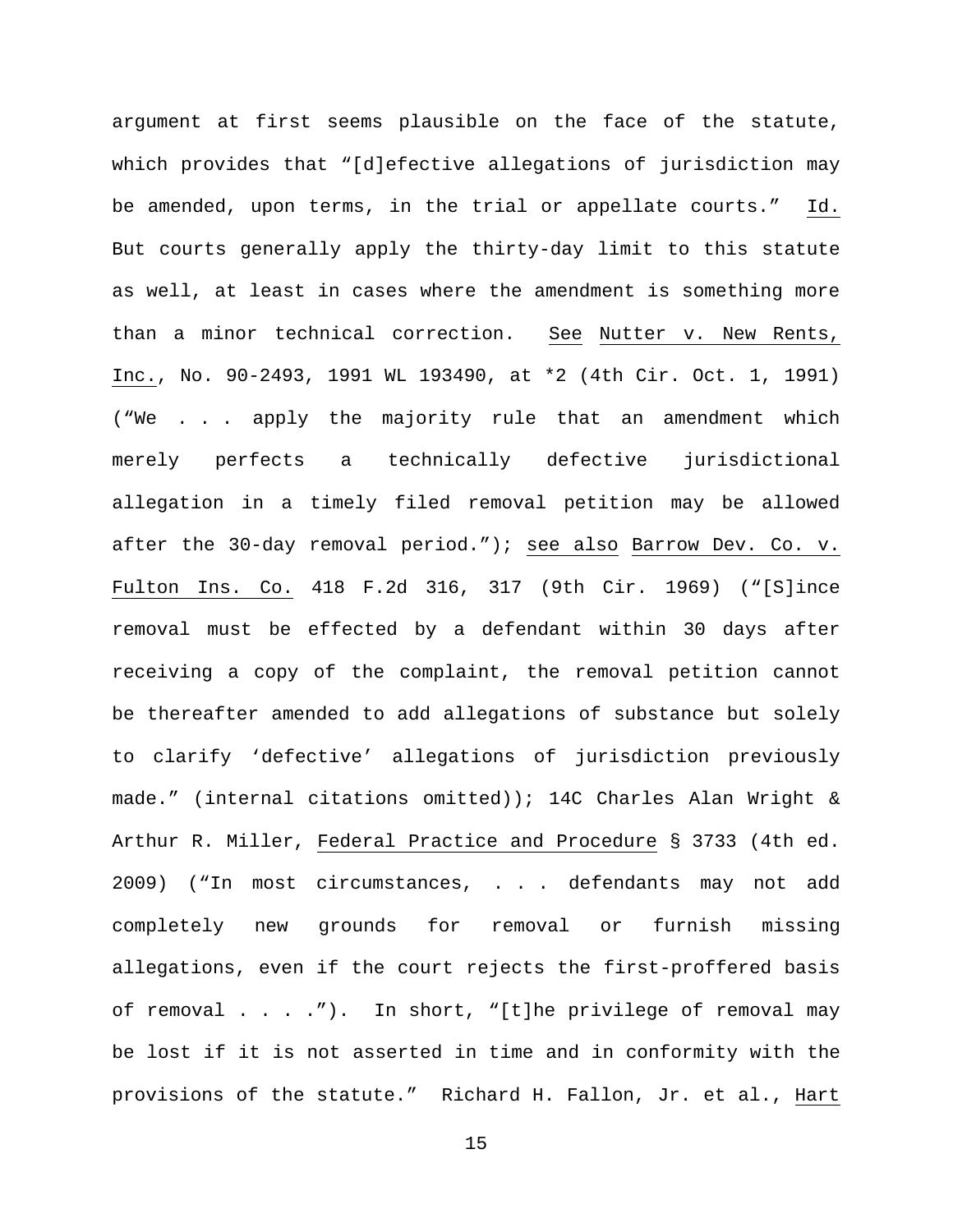argument at first seems plausible on the face of the statute, which provides that "[d]efective allegations of jurisdiction may be amended, upon terms, in the trial or appellate courts." Id. But courts generally apply the thirty-day limit to this statute as well, at least in cases where the amendment is something more than a minor technical correction. See Nutter v. New Rents, Inc., No. 90-2493, 1991 WL 193490, at *2 (4th Cir. Oct. 1, 1991) ("We . . . apply the majority rule that an amendment which merely perfects a technically defective jurisdictional allegation in a timely filed removal petition may be allowed after the 30-day removal period."); see also Barrow Dev. Co. v. Fulton Ins. Co. 418 F.2d 316, 317 (9th Cir. 1969) ("[S]ince removal must be effected by a defendant within 30 days after receiving a copy of the complaint, the removal petition cannot be thereafter amended to add allegations of substance but solely to clarify 'defective' allegations of jurisdiction previously made." (internal citations omitted)); 14C Charles Alan Wright & Arthur R. Miller, Federal Practice and Procedure § 3733 (4th ed. 2009) ("In most circumstances, . . . defendants may not add completely new grounds for removal or furnish missing allegations, even if the court rejects the first-proffered basis of removal . . . ."). In short, "[t]he privilege of removal may be lost if it is not asserted in time and in conformity with the provisions of the statute." Richard H. Fallon, Jr. et al., Hart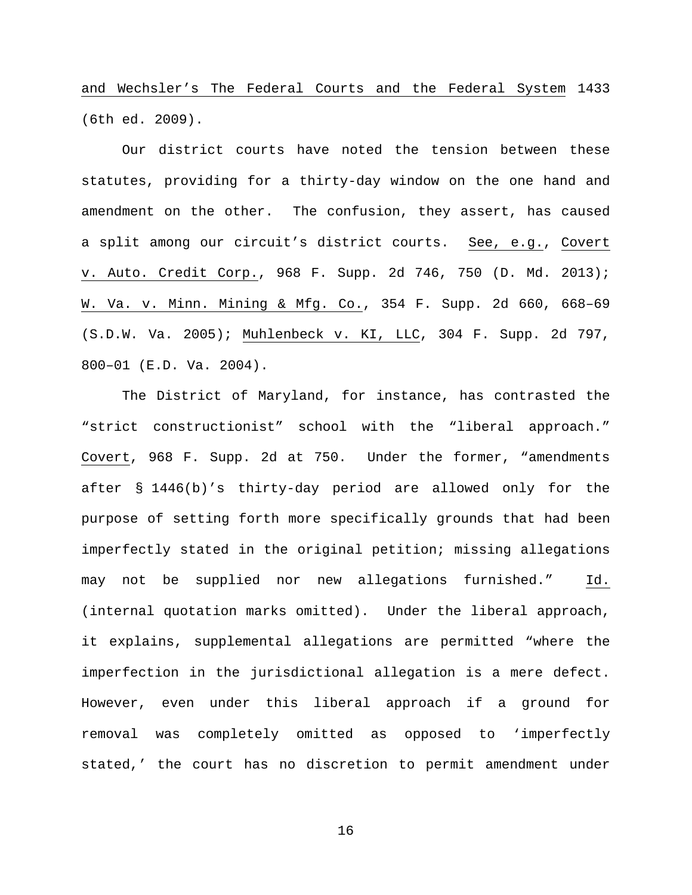and Wechsler's The Federal Courts and the Federal System 1433 (6th ed. 2009).

Our district courts have noted the tension between these statutes, providing for a thirty-day window on the one hand and amendment on the other. The confusion, they assert, has caused a split among our circuit's district courts. See, e.g., Covert v. Auto. Credit Corp., 968 F. Supp. 2d 746, 750 (D. Md. 2013); W. Va. v. Minn. Mining & Mfg. Co., 354 F. Supp. 2d 660, 668–69 (S.D.W. Va. 2005); Muhlenbeck v. KI, LLC, 304 F. Supp. 2d 797, 800–01 (E.D. Va. 2004).

The District of Maryland, for instance, has contrasted the "strict constructionist" school with the "liberal approach." Covert, 968 F. Supp. 2d at 750. Under the former, "amendments after § 1446(b)'s thirty-day period are allowed only for the purpose of setting forth more specifically grounds that had been imperfectly stated in the original petition; missing allegations may not be supplied nor new allegations furnished." Id. (internal quotation marks omitted). Under the liberal approach, it explains, supplemental allegations are permitted "where the imperfection in the jurisdictional allegation is a mere defect. However, even under this liberal approach if a ground for removal was completely omitted as opposed to 'imperfectly stated,' the court has no discretion to permit amendment under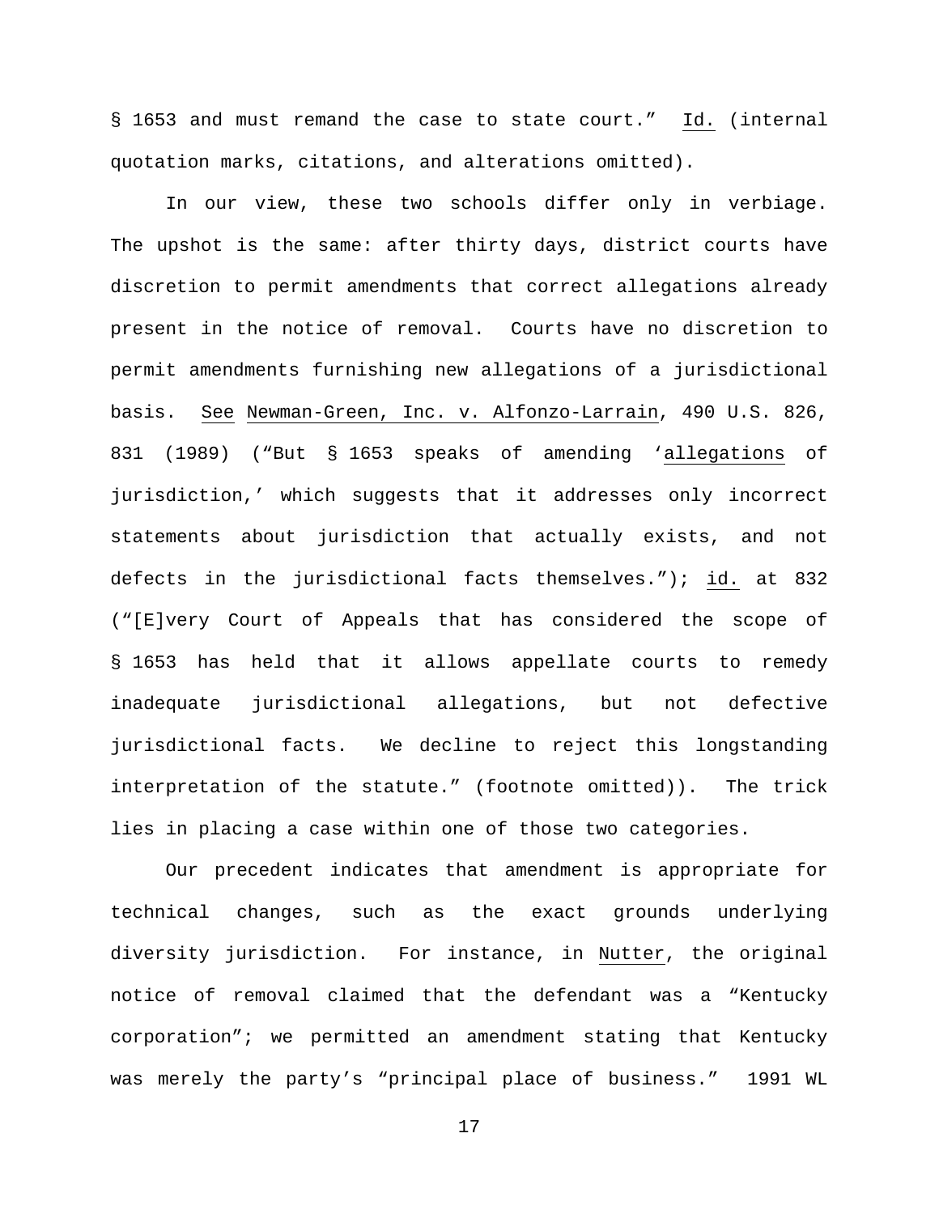§ 1653 and must remand the case to state court." Id. (internal quotation marks, citations, and alterations omitted).

In our view, these two schools differ only in verbiage. The upshot is the same: after thirty days, district courts have discretion to permit amendments that correct allegations already present in the notice of removal. Courts have no discretion to permit amendments furnishing new allegations of a jurisdictional basis. See Newman-Green, Inc. v. Alfonzo-Larrain, 490 U.S. 826, 831 (1989) ("But § 1653 speaks of amending 'allegations of jurisdiction,' which suggests that it addresses only incorrect statements about jurisdiction that actually exists, and not defects in the jurisdictional facts themselves."); id. at 832 ("[E]very Court of Appeals that has considered the scope of § 1653 has held that it allows appellate courts to remedy inadequate jurisdictional allegations, but not defective jurisdictional facts. We decline to reject this longstanding interpretation of the statute." (footnote omitted)). The trick lies in placing a case within one of those two categories.

Our precedent indicates that amendment is appropriate for technical changes, such as the exact grounds underlying diversity jurisdiction. For instance, in Nutter, the original notice of removal claimed that the defendant was a "Kentucky corporation"; we permitted an amendment stating that Kentucky was merely the party's "principal place of business." 1991 WL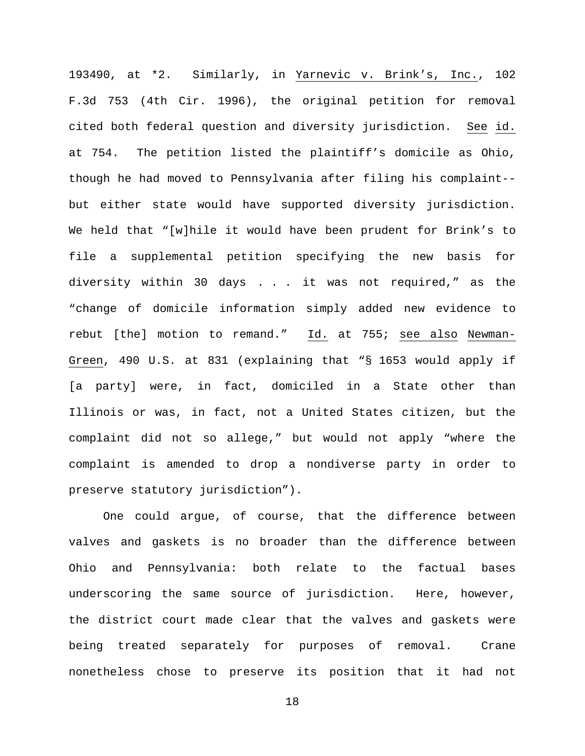193490, at *2. Similarly, in Yarnevic v. Brink's, Inc., 102 F.3d 753 (4th Cir. 1996), the original petition for removal cited both federal question and diversity jurisdiction. See id. at 754. The petition listed the plaintiff's domicile as Ohio, though he had moved to Pennsylvania after filing his complaint--but either state would have supported diversity jurisdiction. We held that "[w]hile it would have been prudent for Brink's to file a supplemental petition specifying the new basis for diversity within 30 days . . . it was not required," as the "change of domicile information simply added new evidence to rebut [the] motion to remand." Id. at 755; see also Newman-Green, 490 U.S. at 831 (explaining that "§ 1653 would apply if [a party] were, in fact, domiciled in a State other than Illinois or was, in fact, not a United States citizen, but the complaint did not so allege," but would not apply "where the complaint is amended to drop a nondiverse party in order to preserve statutory jurisdiction").

One could argue, of course, that the difference between valves and gaskets is no broader than the difference between Ohio and Pennsylvania: both relate to the factual bases underscoring the same source of jurisdiction. Here, however, the district court made clear that the valves and gaskets were being treated separately for purposes of removal. Crane nonetheless chose to preserve its position that it had not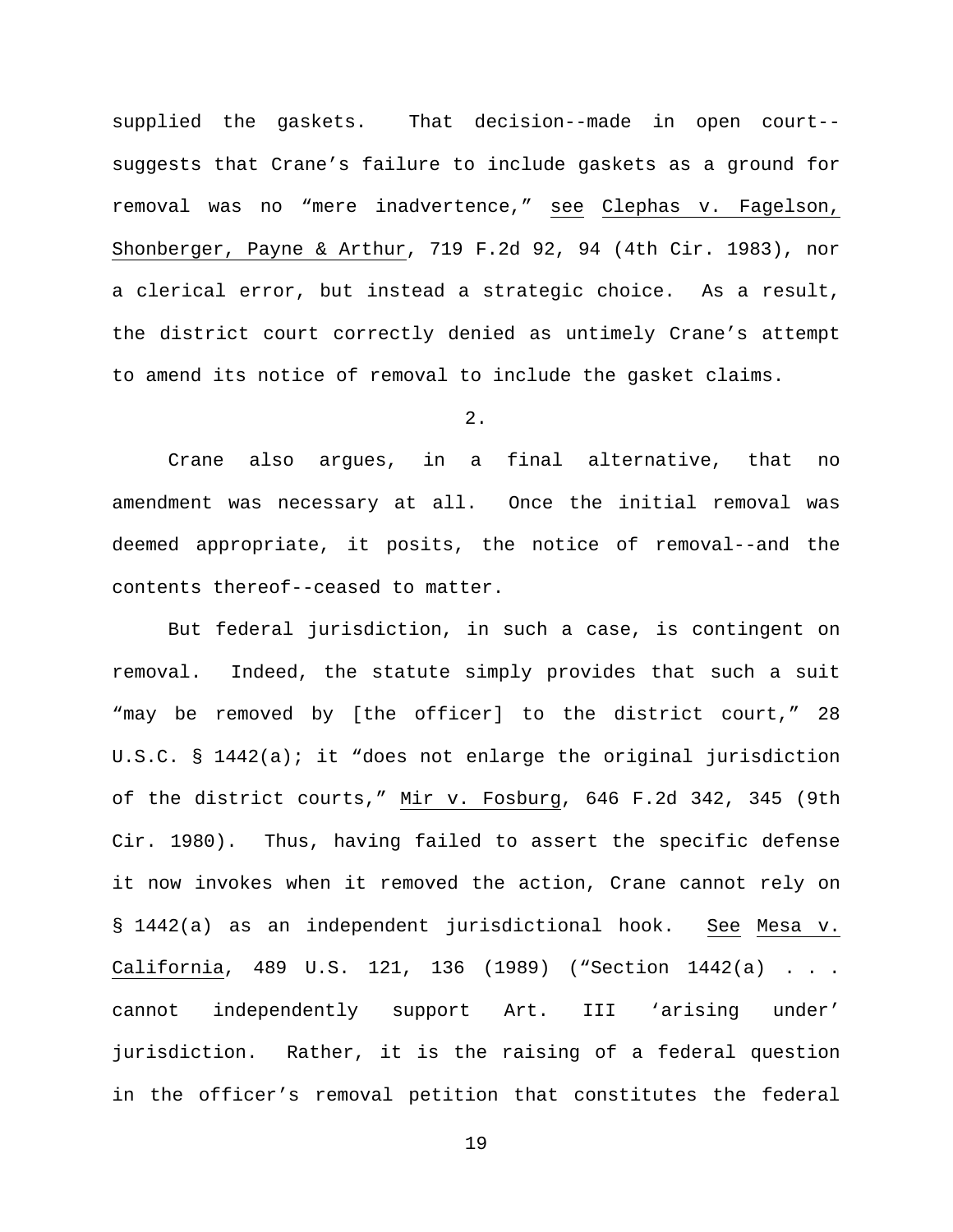supplied the gaskets. That decision--made in open court--suggests that Crane's failure to include gaskets as a ground for removal was no "mere inadvertence," see Clephas v. Fagelson, Shonberger, Payne & Arthur, 719 F.2d 92, 94 (4th Cir. 1983), nor a clerical error, but instead a strategic choice. As a result, the district court correctly denied as untimely Crane's attempt to amend its notice of removal to include the gasket claims.

2.

Crane also argues, in a final alternative, that no amendment was necessary at all. Once the initial removal was deemed appropriate, it posits, the notice of removal--and the contents thereof--ceased to matter.

But federal jurisdiction, in such a case, is contingent on removal. Indeed, the statute simply provides that such a suit "may be removed by [the officer] to the district court," 28 U.S.C. § 1442(a); it "does not enlarge the original jurisdiction of the district courts," Mir v. Fosburg, 646 F.2d 342, 345 (9th Cir. 1980). Thus, having failed to assert the specific defense it now invokes when it removed the action, Crane cannot rely on § 1442(a) as an independent jurisdictional hook. See Mesa v. California, 489 U.S. 121, 136 (1989) ("Section 1442(a) . . . cannot independently support Art. III 'arising under' jurisdiction. Rather, it is the raising of a federal question in the officer's removal petition that constitutes the federal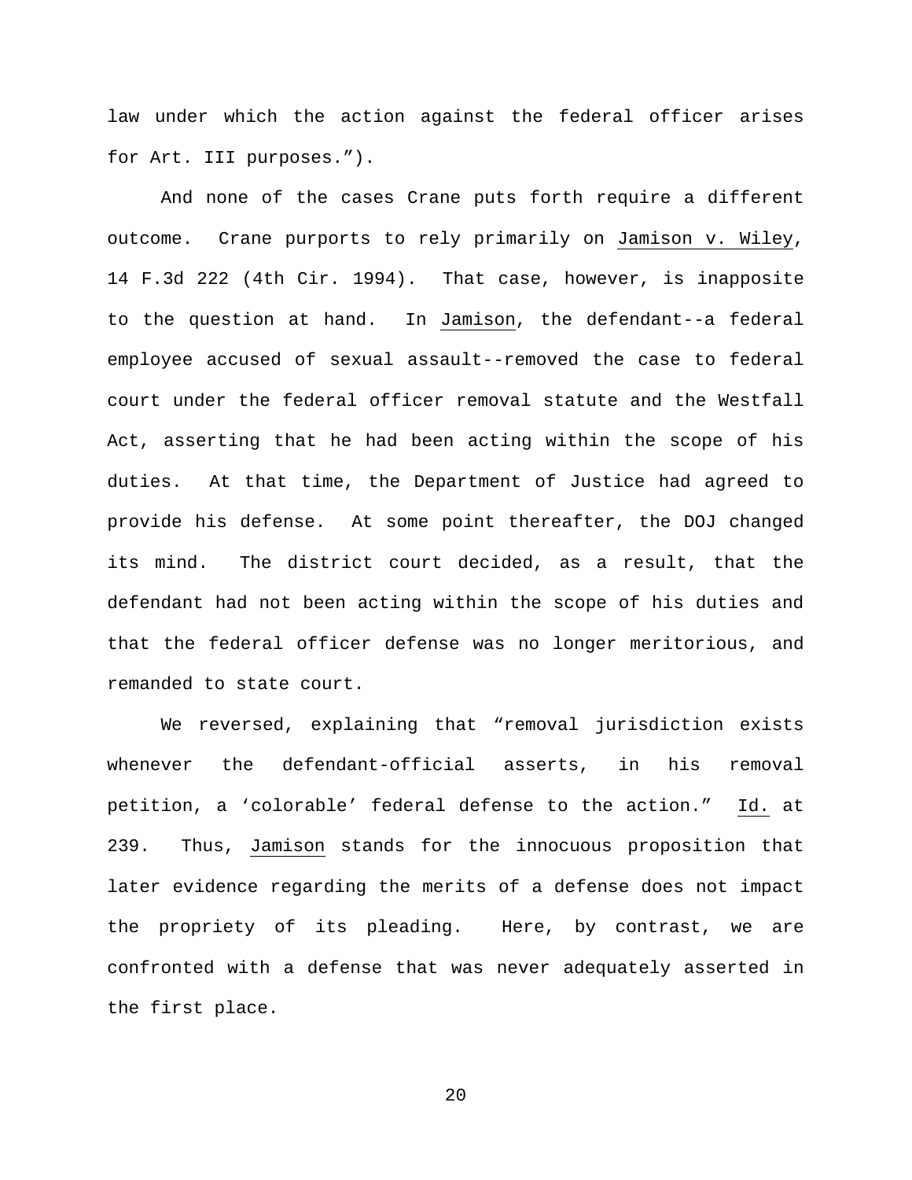law under which the action against the federal officer arises for Art. III purposes.").

And none of the cases Crane puts forth require a different outcome. Crane purports to rely primarily on Jamison v. Wiley, 14 F.3d 222 (4th Cir. 1994). That case, however, is inapposite to the question at hand. In Jamison, the defendant--a federal employee accused of sexual assault--removed the case to federal court under the federal officer removal statute and the Westfall Act, asserting that he had been acting within the scope of his duties. At that time, the Department of Justice had agreed to provide his defense. At some point thereafter, the DOJ changed its mind. The district court decided, as a result, that the defendant had not been acting within the scope of his duties and that the federal officer defense was no longer meritorious, and remanded to state court.

We reversed, explaining that "removal jurisdiction exists whenever the defendant-official asserts, in his removal petition, a 'colorable' federal defense to the action." Id. at 239. Thus, Jamison stands for the innocuous proposition that later evidence regarding the merits of a defense does not impact the propriety of its pleading. Here, by contrast, we are confronted with a defense that was never adequately asserted in the first place.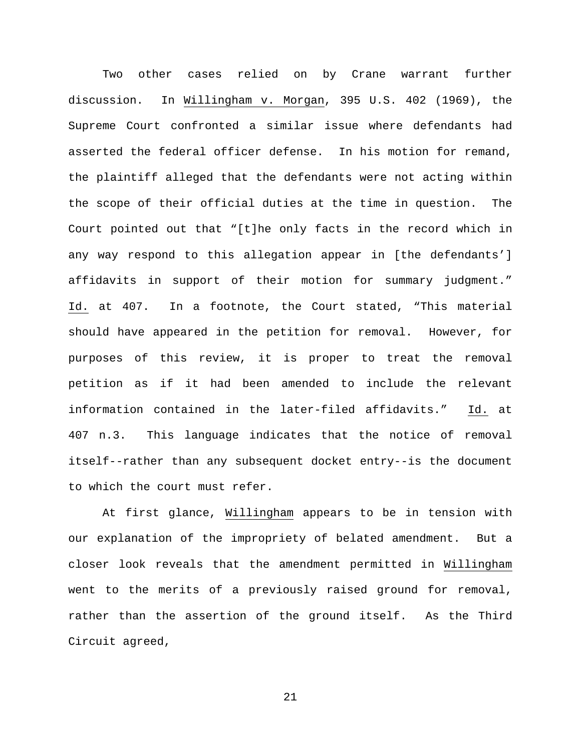Two other cases relied on by Crane warrant further discussion. In Willingham v. Morgan, 395 U.S. 402 (1969), the Supreme Court confronted a similar issue where defendants had asserted the federal officer defense. In his motion for remand, the plaintiff alleged that the defendants were not acting within the scope of their official duties at the time in question. The Court pointed out that "[t]he only facts in the record which in any way respond to this allegation appear in [the defendants'] affidavits in support of their motion for summary judgment." Id. at 407. In a footnote, the Court stated, "This material should have appeared in the petition for removal. However, for purposes of this review, it is proper to treat the removal petition as if it had been amended to include the relevant information contained in the later-filed affidavits." Id. at 407 n.3. This language indicates that the notice of removal itself--rather than any subsequent docket entry--is the document to which the court must refer.

At first glance, Willingham appears to be in tension with our explanation of the impropriety of belated amendment. But a closer look reveals that the amendment permitted in Willingham went to the merits of a previously raised ground for removal, rather than the assertion of the ground itself. As the Third Circuit agreed,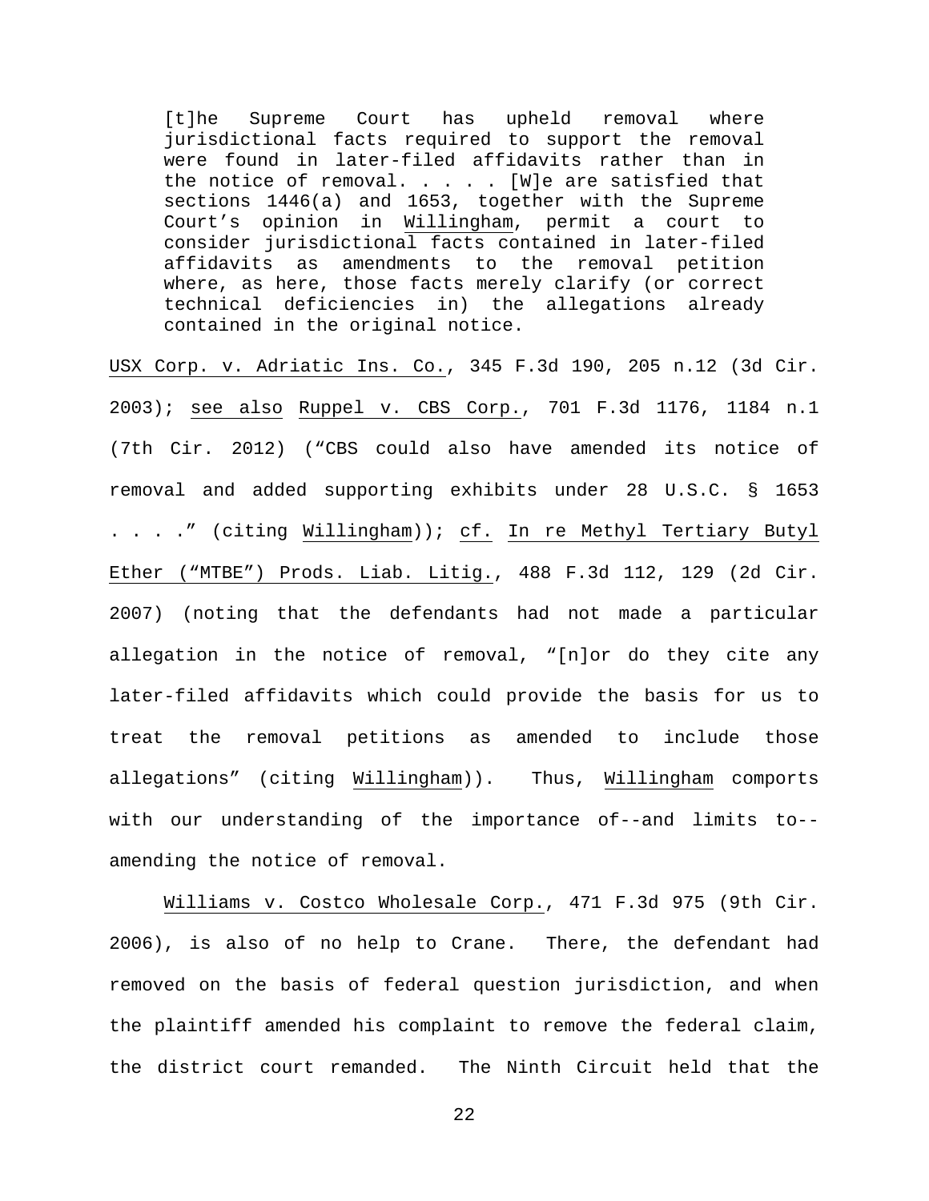> [t]he Supreme Court has upheld removal where jurisdictional facts required to support the removal were found in later-filed affidavits rather than in the notice of removal. . . . . [W]e are satisfied that sections 1446(a) and 1653, together with the Supreme Court's opinion in Willingham, permit a court to consider jurisdictional facts contained in later-filed affidavits as amendments to the removal petition where, as here, those facts merely clarify (or correct technical deficiencies in) the allegations already contained in the original notice.

USX Corp. v. Adriatic Ins. Co., 345 F.3d 190, 205 n.12 (3d Cir. 2003); see also Ruppel v. CBS Corp., 701 F.3d 1176, 1184 n.1 (7th Cir. 2012) ("CBS could also have amended its notice of removal and added supporting exhibits under 28 U.S.C. § 1653 . . . ." (citing Willingham)); cf. In re Methyl Tertiary Butyl Ether ("MTBE") Prods. Liab. Litig., 488 F.3d 112, 129 (2d Cir. 2007) (noting that the defendants had not made a particular allegation in the notice of removal, "[n]or do they cite any later-filed affidavits which could provide the basis for us to treat the removal petitions as amended to include those allegations" (citing Willingham)). Thus, Willingham comports with our understanding of the importance of--and limits to--amending the notice of removal.

Williams v. Costco Wholesale Corp., 471 F.3d 975 (9th Cir. 2006), is also of no help to Crane. There, the defendant had removed on the basis of federal question jurisdiction, and when the plaintiff amended his complaint to remove the federal claim, the district court remanded. The Ninth Circuit held that the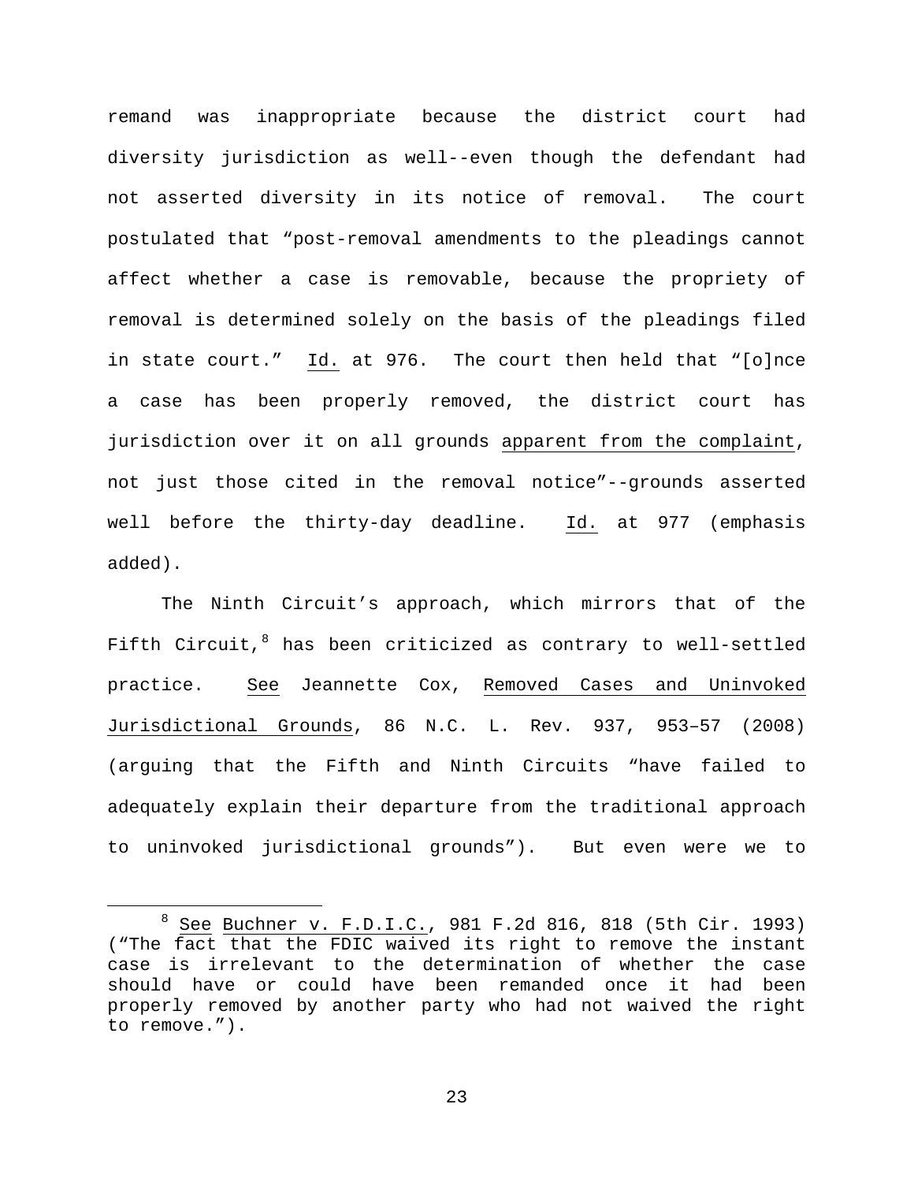remand was inappropriate because the district court had diversity jurisdiction as well--even though the defendant had not asserted diversity in its notice of removal. The court postulated that "post-removal amendments to the pleadings cannot affect whether a case is removable, because the propriety of removal is determined solely on the basis of the pleadings filed in state court." Id. at 976. The court then held that "[o]nce a case has been properly removed, the district court has jurisdiction over it on all grounds apparent from the complaint, not just those cited in the removal notice"--grounds asserted well before the thirty-day deadline. Id. at 977 (emphasis added).

The Ninth Circuit's approach, which mirrors that of the Fifth Circuit,[8] has been criticized as contrary to well-settled practice. See Jeannette Cox, Removed Cases and Uninvoked Jurisdictional Grounds, 86 N.C. L. Rev. 937, 953–57 (2008) (arguing that the Fifth and Ninth Circuits "have failed to adequately explain their departure from the traditional approach to uninvoked jurisdictional grounds"). But even were we to

---

[8] See Buchner v. F.D.I.C., 981 F.2d 816, 818 (5th Cir. 1993) ("The fact that the FDIC waived its right to remove the instant case is irrelevant to the determination of whether the case should have or could have been remanded once it had been properly removed by another party who had not waived the right to remove.").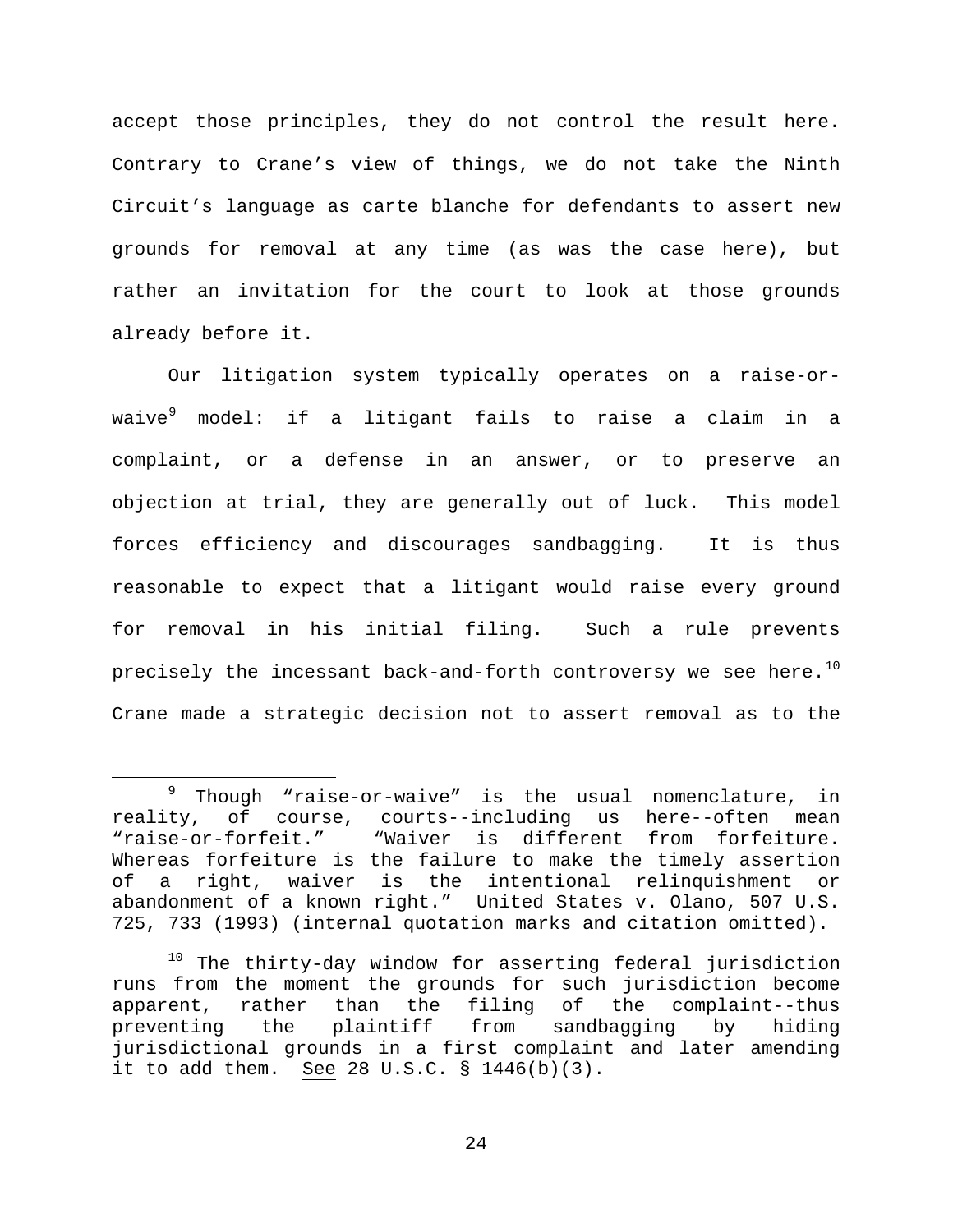accept those principles, they do not control the result here. Contrary to Crane's view of things, we do not take the Ninth Circuit's language as carte blanche for defendants to assert new grounds for removal at any time (as was the case here), but rather an invitation for the court to look at those grounds already before it.

Our litigation system typically operates on a raise-or-waive[9] model: if a litigant fails to raise a claim in a complaint, or a defense in an answer, or to preserve an objection at trial, they are generally out of luck. This model forces efficiency and discourages sandbagging. It is thus reasonable to expect that a litigant would raise every ground for removal in his initial filing. Such a rule prevents precisely the incessant back-and-forth controversy we see here.[10] Crane made a strategic decision not to assert removal as to the

---

[9] Though "raise-or-waive" is the usual nomenclature, in reality, of course, courts--including us here--often mean "raise-or-forfeit." "Waiver is different from forfeiture. Whereas forfeiture is the failure to make the timely assertion of a right, waiver is the intentional relinquishment or abandonment of a known right." United States v. Olano, 507 U.S. 725, 733 (1993) (internal quotation marks and citation omitted).

[10] The thirty-day window for asserting federal jurisdiction runs from the moment the grounds for such jurisdiction become apparent, rather than the filing of the complaint--thus preventing the plaintiff from sandbagging by hiding jurisdictional grounds in a first complaint and later amending it to add them. See 28 U.S.C. § 1446(b)(3).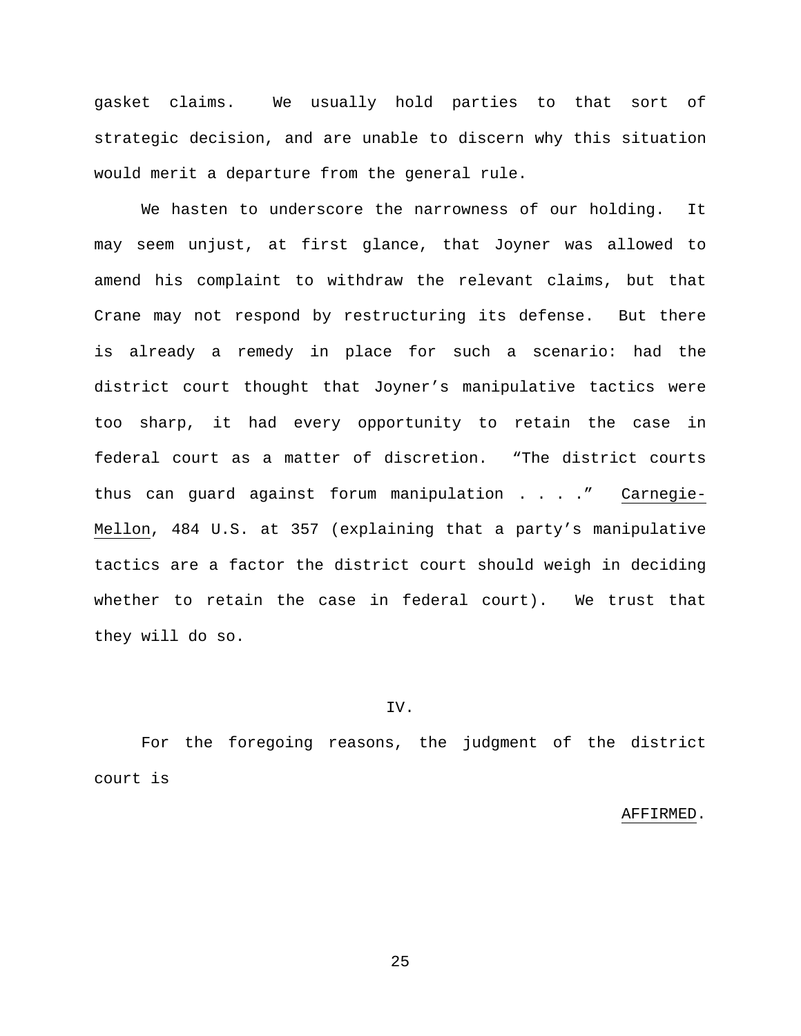gasket claims. We usually hold parties to that sort of strategic decision, and are unable to discern why this situation would merit a departure from the general rule.

We hasten to underscore the narrowness of our holding. It may seem unjust, at first glance, that Joyner was allowed to amend his complaint to withdraw the relevant claims, but that Crane may not respond by restructuring its defense. But there is already a remedy in place for such a scenario: had the district court thought that Joyner's manipulative tactics were too sharp, it had every opportunity to retain the case in federal court as a matter of discretion. "The district courts thus can guard against forum manipulation . . . ." Carnegie-Mellon, 484 U.S. at 357 (explaining that a party's manipulative tactics are a factor the district court should weigh in deciding whether to retain the case in federal court). We trust that they will do so.

## IV.

For the foregoing reasons, the judgment of the district court is

AFFIRMED.